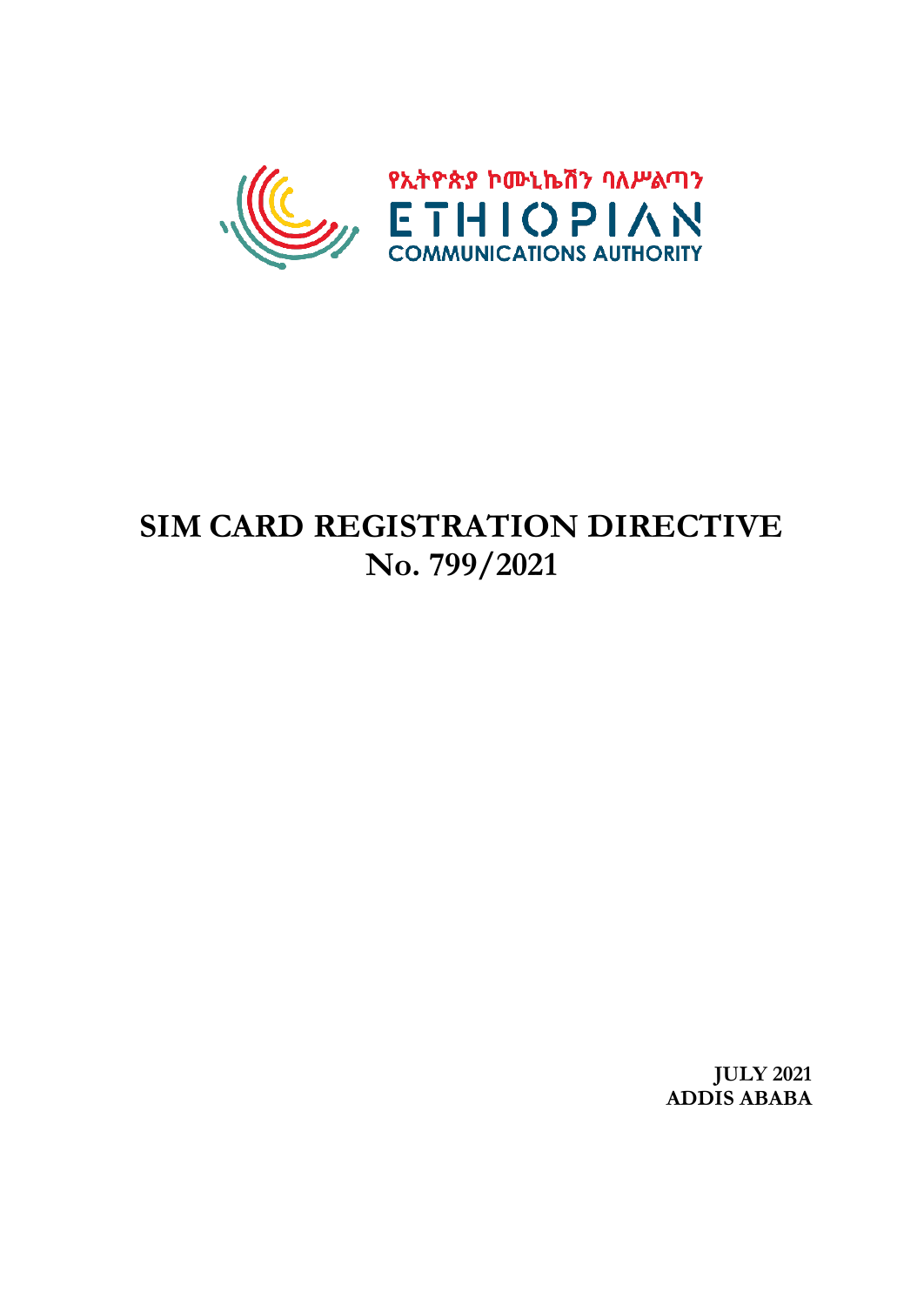የኢትዮጵያ ኮሙኒኬሽን ባለሥልጣን

ETHIOPIAN

COMMUNICATIONS AUTHORITY

# SIM CARD REGISTRATION DIRECTIVE
# No. 799/2021

**JULY 2021**
**ADDIS ABABA**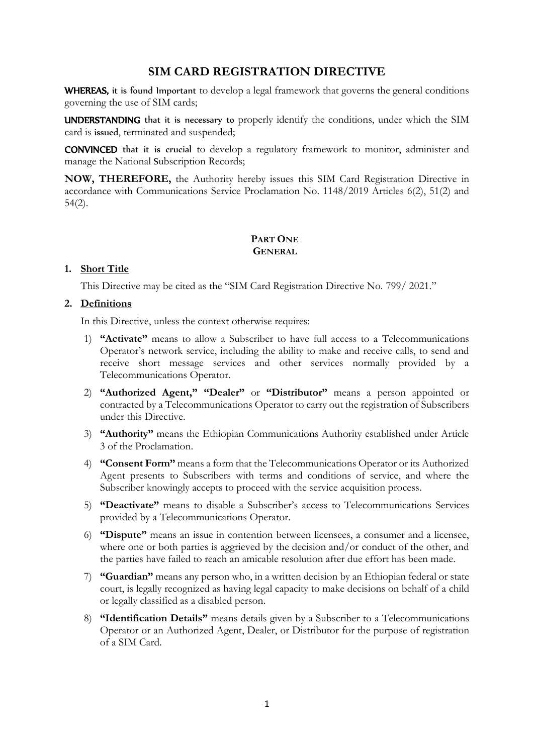# SIM CARD REGISTRATION DIRECTIVE

**WHEREAS, it is found Important** to develop a legal framework that governs the general conditions governing the use of SIM cards;

**UNDERSTANDING that it is necessary to** properly identify the conditions, under which the SIM card is issued, terminated and suspended;

**CONVINCED that it is crucial** to develop a regulatory framework to monitor, administer and manage the National Subscription Records;

**NOW, THEREFORE,** the Authority hereby issues this SIM Card Registration Directive in accordance with Communications Service Proclamation No. 1148/2019 Articles 6(2), 51(2) and 54(2).

## PART ONE
## GENERAL

### 1. Short Title

This Directive may be cited as the "SIM Card Registration Directive No. 799/ 2021."

### 2. Definitions

In this Directive, unless the context otherwise requires:

1) **"Activate"** means to allow a Subscriber to have full access to a Telecommunications Operator's network service, including the ability to make and receive calls, to send and receive short message services and other services normally provided by a Telecommunications Operator.
2) **"Authorized Agent," "Dealer"** or **"Distributor"** means a person appointed or contracted by a Telecommunications Operator to carry out the registration of Subscribers under this Directive.
3) **"Authority"** means the Ethiopian Communications Authority established under Article 3 of the Proclamation.
4) **"Consent Form"** means a form that the Telecommunications Operator or its Authorized Agent presents to Subscribers with terms and conditions of service, and where the Subscriber knowingly accepts to proceed with the service acquisition process.
5) **"Deactivate"** means to disable a Subscriber's access to Telecommunications Services provided by a Telecommunications Operator.
6) **"Dispute"** means an issue in contention between licensees, a consumer and a licensee, where one or both parties is aggrieved by the decision and/or conduct of the other, and the parties have failed to reach an amicable resolution after due effort has been made.
7) **"Guardian"** means any person who, in a written decision by an Ethiopian federal or state court, is legally recognized as having legal capacity to make decisions on behalf of a child or legally classified as a disabled person.
8) **"Identification Details"** means details given by a Subscriber to a Telecommunications Operator or an Authorized Agent, Dealer, or Distributor for the purpose of registration of a SIM Card.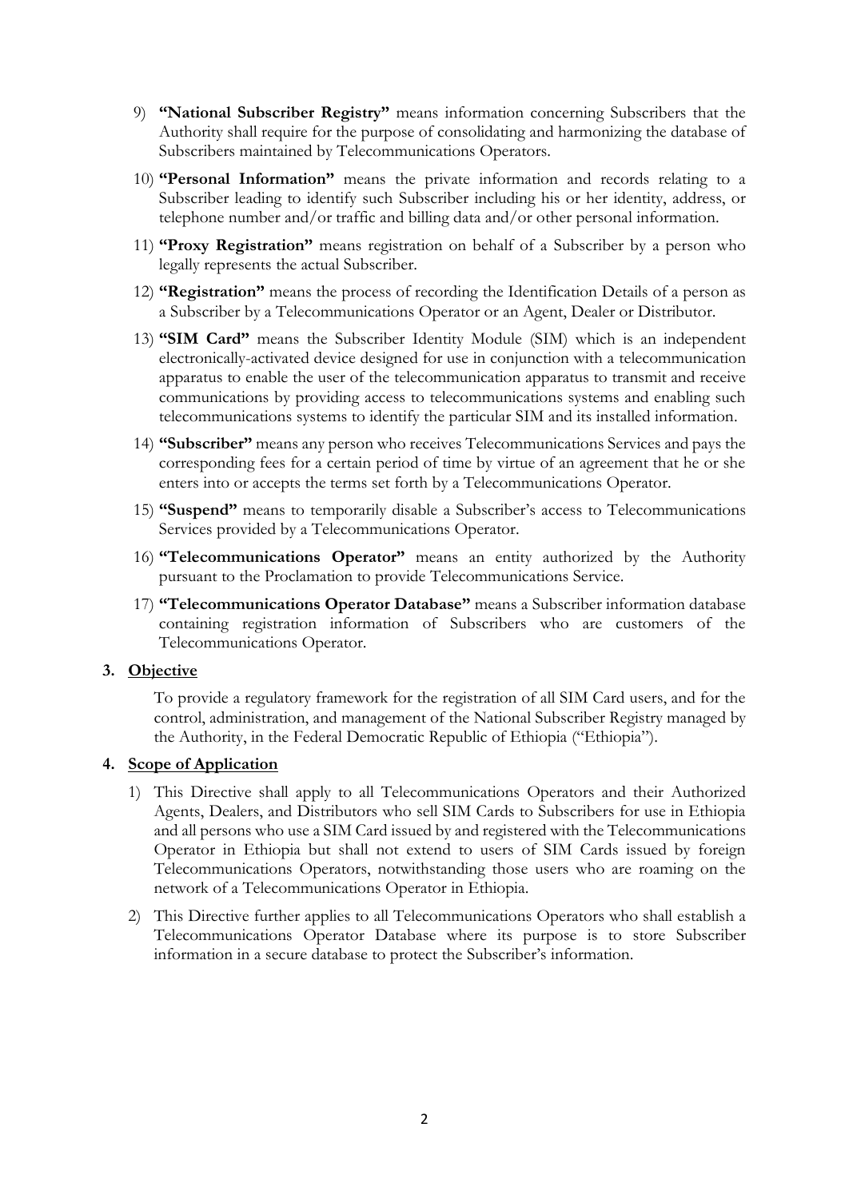9) **"National Subscriber Registry"** means information concerning Subscribers that the Authority shall require for the purpose of consolidating and harmonizing the database of Subscribers maintained by Telecommunications Operators.

10) **"Personal Information"** means the private information and records relating to a Subscriber leading to identify such Subscriber including his or her identity, address, or telephone number and/or traffic and billing data and/or other personal information.

11) **"Proxy Registration"** means registration on behalf of a Subscriber by a person who legally represents the actual Subscriber.

12) **"Registration"** means the process of recording the Identification Details of a person as a Subscriber by a Telecommunications Operator or an Agent, Dealer or Distributor.

13) **"SIM Card"** means the Subscriber Identity Module (SIM) which is an independent electronically-activated device designed for use in conjunction with a telecommunication apparatus to enable the user of the telecommunication apparatus to transmit and receive communications by providing access to telecommunications systems and enabling such telecommunications systems to identify the particular SIM and its installed information.

14) **"Subscriber"** means any person who receives Telecommunications Services and pays the corresponding fees for a certain period of time by virtue of an agreement that he or she enters into or accepts the terms set forth by a Telecommunications Operator.

15) **"Suspend"** means to temporarily disable a Subscriber's access to Telecommunications Services provided by a Telecommunications Operator.

16) **"Telecommunications Operator"** means an entity authorized by the Authority pursuant to the Proclamation to provide Telecommunications Service.

17) **"Telecommunications Operator Database"** means a Subscriber information database containing registration information of Subscribers who are customers of the Telecommunications Operator.

## 3. Objective

To provide a regulatory framework for the registration of all SIM Card users, and for the control, administration, and management of the National Subscriber Registry managed by the Authority, in the Federal Democratic Republic of Ethiopia ("Ethiopia").

## 4. Scope of Application

1) This Directive shall apply to all Telecommunications Operators and their Authorized Agents, Dealers, and Distributors who sell SIM Cards to Subscribers for use in Ethiopia and all persons who use a SIM Card issued by and registered with the Telecommunications Operator in Ethiopia but shall not extend to users of SIM Cards issued by foreign Telecommunications Operators, notwithstanding those users who are roaming on the network of a Telecommunications Operator in Ethiopia.

2) This Directive further applies to all Telecommunications Operators who shall establish a Telecommunications Operator Database where its purpose is to store Subscriber information in a secure database to protect the Subscriber's information.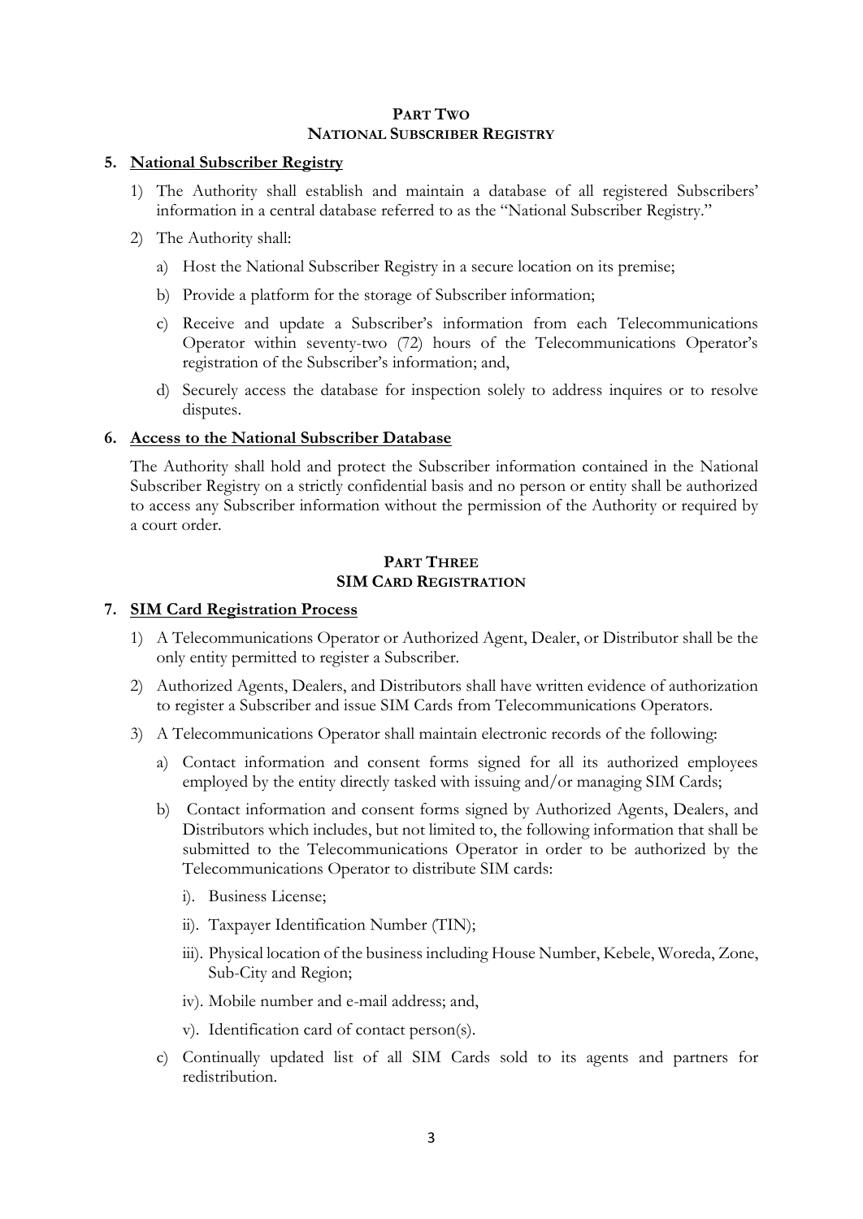## PART TWO
## NATIONAL SUBSCRIBER REGISTRY

### 5. National Subscriber Registry

1) The Authority shall establish and maintain a database of all registered Subscribers' information in a central database referred to as the "National Subscriber Registry."

2) The Authority shall:

   a) Host the National Subscriber Registry in a secure location on its premise;

   b) Provide a platform for the storage of Subscriber information;

   c) Receive and update a Subscriber's information from each Telecommunications Operator within seventy-two (72) hours of the Telecommunications Operator's registration of the Subscriber's information; and,

   d) Securely access the database for inspection solely to address inquires or to resolve disputes.

### 6. Access to the National Subscriber Database

The Authority shall hold and protect the Subscriber information contained in the National Subscriber Registry on a strictly confidential basis and no person or entity shall be authorized to access any Subscriber information without the permission of the Authority or required by a court order.

## PART THREE
## SIM CARD REGISTRATION

### 7. SIM Card Registration Process

1) A Telecommunications Operator or Authorized Agent, Dealer, or Distributor shall be the only entity permitted to register a Subscriber.

2) Authorized Agents, Dealers, and Distributors shall have written evidence of authorization to register a Subscriber and issue SIM Cards from Telecommunications Operators.

3) A Telecommunications Operator shall maintain electronic records of the following:

   a) Contact information and consent forms signed for all its authorized employees employed by the entity directly tasked with issuing and/or managing SIM Cards;

   b) Contact information and consent forms signed by Authorized Agents, Dealers, and Distributors which includes, but not limited to, the following information that shall be submitted to the Telecommunications Operator in order to be authorized by the Telecommunications Operator to distribute SIM cards:

      i). Business License;

      ii). Taxpayer Identification Number (TIN);

      iii). Physical location of the business including House Number, Kebele, Woreda, Zone, Sub-City and Region;

      iv). Mobile number and e-mail address; and,

      v). Identification card of contact person(s).

   c) Continually updated list of all SIM Cards sold to its agents and partners for redistribution.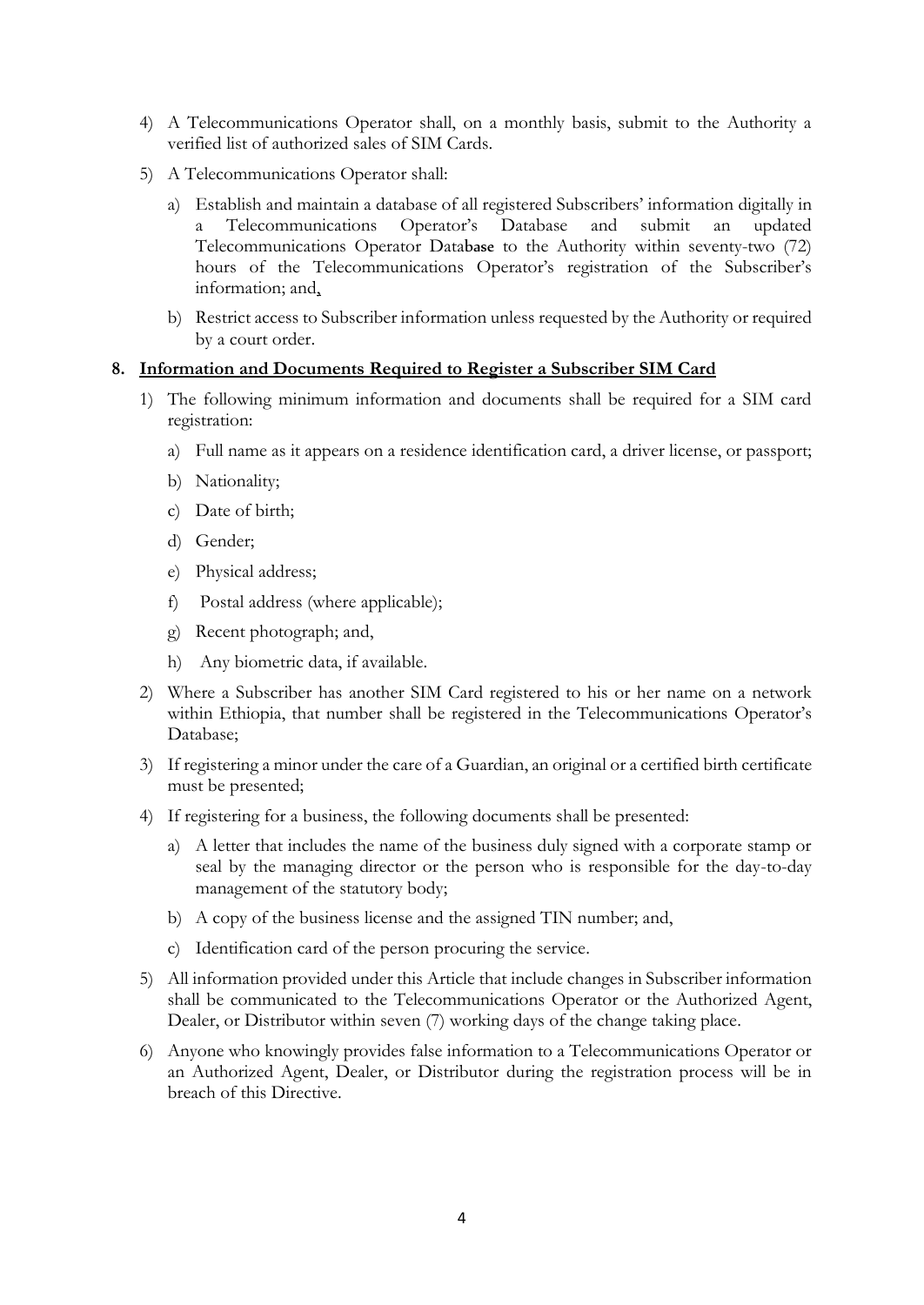4) A Telecommunications Operator shall, on a monthly basis, submit to the Authority a verified list of authorized sales of SIM Cards.

5) A Telecommunications Operator shall:

   a) Establish and maintain a database of all registered Subscribers' information digitally in a Telecommunications Operator's Database and submit an updated Telecommunications Operator Database to the Authority within seventy-two (72) hours of the Telecommunications Operator's registration of the Subscriber's information; and,

   b) Restrict access to Subscriber information unless requested by the Authority or required by a court order.

**8. <u>Information and Documents Required to Register a Subscriber SIM Card</u>**

1) The following minimum information and documents shall be required for a SIM card registration:

   a) Full name as it appears on a residence identification card, a driver license, or passport;

   b) Nationality;

   c) Date of birth;

   d) Gender;

   e) Physical address;

   f) Postal address (where applicable);

   g) Recent photograph; and,

   h) Any biometric data, if available.

2) Where a Subscriber has another SIM Card registered to his or her name on a network within Ethiopia, that number shall be registered in the Telecommunications Operator's Database;

3) If registering a minor under the care of a Guardian, an original or a certified birth certificate must be presented;

4) If registering for a business, the following documents shall be presented:

   a) A letter that includes the name of the business duly signed with a corporate stamp or seal by the managing director or the person who is responsible for the day-to-day management of the statutory body;

   b) A copy of the business license and the assigned TIN number; and,

   c) Identification card of the person procuring the service.

5) All information provided under this Article that include changes in Subscriber information shall be communicated to the Telecommunications Operator or the Authorized Agent, Dealer, or Distributor within seven (7) working days of the change taking place.

6) Anyone who knowingly provides false information to a Telecommunications Operator or an Authorized Agent, Dealer, or Distributor during the registration process will be in breach of this Directive.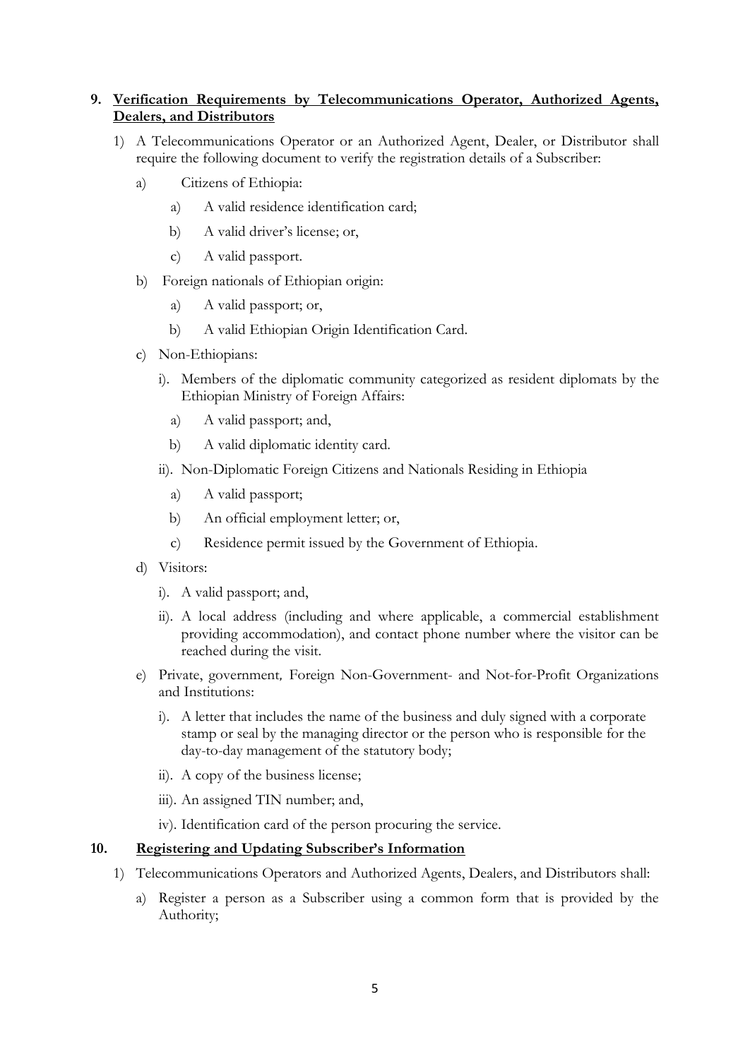**9. Verification Requirements by Telecommunications Operator, Authorized Agents, Dealers, and Distributors**

1) A Telecommunications Operator or an Authorized Agent, Dealer, or Distributor shall require the following document to verify the registration details of a Subscriber:

   a) Citizens of Ethiopia:

      a) A valid residence identification card;

      b) A valid driver's license; or,

      c) A valid passport.

   b) Foreign nationals of Ethiopian origin:

      a) A valid passport; or,

      b) A valid Ethiopian Origin Identification Card.

   c) Non-Ethiopians:

      i). Members of the diplomatic community categorized as resident diplomats by the Ethiopian Ministry of Foreign Affairs:

         a) A valid passport; and,

         b) A valid diplomatic identity card.

      ii). Non-Diplomatic Foreign Citizens and Nationals Residing in Ethiopia

         a) A valid passport;

         b) An official employment letter; or,

         c) Residence permit issued by the Government of Ethiopia.

   d) Visitors:

      i). A valid passport; and,

      ii). A local address (including and where applicable, a commercial establishment providing accommodation), and contact phone number where the visitor can be reached during the visit.

   e) Private, government, Foreign Non-Government- and Not-for-Profit Organizations and Institutions:

      i). A letter that includes the name of the business and duly signed with a corporate stamp or seal by the managing director or the person who is responsible for the day-to-day management of the statutory body;

      ii). A copy of the business license;

      iii). An assigned TIN number; and,

      iv). Identification card of the person procuring the service.

**10. Registering and Updating Subscriber's Information**

1) Telecommunications Operators and Authorized Agents, Dealers, and Distributors shall:

   a) Register a person as a Subscriber using a common form that is provided by the Authority;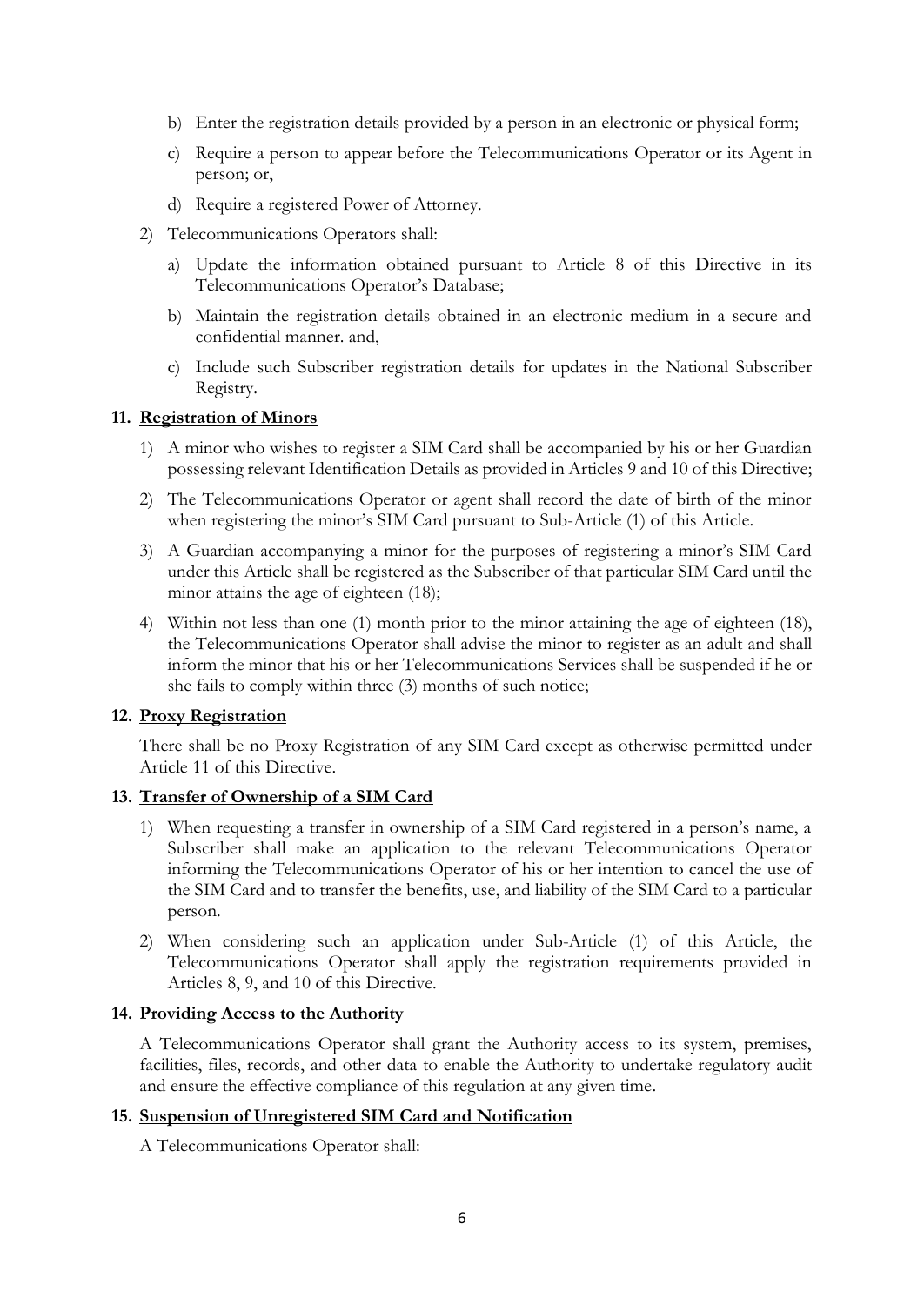b) Enter the registration details provided by a person in an electronic or physical form;

c) Require a person to appear before the Telecommunications Operator or its Agent in person; or,

d) Require a registered Power of Attorney.

2) Telecommunications Operators shall:

a) Update the information obtained pursuant to Article 8 of this Directive in its Telecommunications Operator's Database;

b) Maintain the registration details obtained in an electronic medium in a secure and confidential manner. and,

c) Include such Subscriber registration details for updates in the National Subscriber Registry.

## 11. Registration of Minors

1) A minor who wishes to register a SIM Card shall be accompanied by his or her Guardian possessing relevant Identification Details as provided in Articles 9 and 10 of this Directive;

2) The Telecommunications Operator or agent shall record the date of birth of the minor when registering the minor's SIM Card pursuant to Sub-Article (1) of this Article.

3) A Guardian accompanying a minor for the purposes of registering a minor's SIM Card under this Article shall be registered as the Subscriber of that particular SIM Card until the minor attains the age of eighteen (18);

4) Within not less than one (1) month prior to the minor attaining the age of eighteen (18), the Telecommunications Operator shall advise the minor to register as an adult and shall inform the minor that his or her Telecommunications Services shall be suspended if he or she fails to comply within three (3) months of such notice;

## 12. Proxy Registration

There shall be no Proxy Registration of any SIM Card except as otherwise permitted under Article 11 of this Directive.

## 13. Transfer of Ownership of a SIM Card

1) When requesting a transfer in ownership of a SIM Card registered in a person's name, a Subscriber shall make an application to the relevant Telecommunications Operator informing the Telecommunications Operator of his or her intention to cancel the use of the SIM Card and to transfer the benefits, use, and liability of the SIM Card to a particular person.

2) When considering such an application under Sub-Article (1) of this Article, the Telecommunications Operator shall apply the registration requirements provided in Articles 8, 9, and 10 of this Directive.

## 14. Providing Access to the Authority

A Telecommunications Operator shall grant the Authority access to its system, premises, facilities, files, records, and other data to enable the Authority to undertake regulatory audit and ensure the effective compliance of this regulation at any given time.

## 15. Suspension of Unregistered SIM Card and Notification

A Telecommunications Operator shall: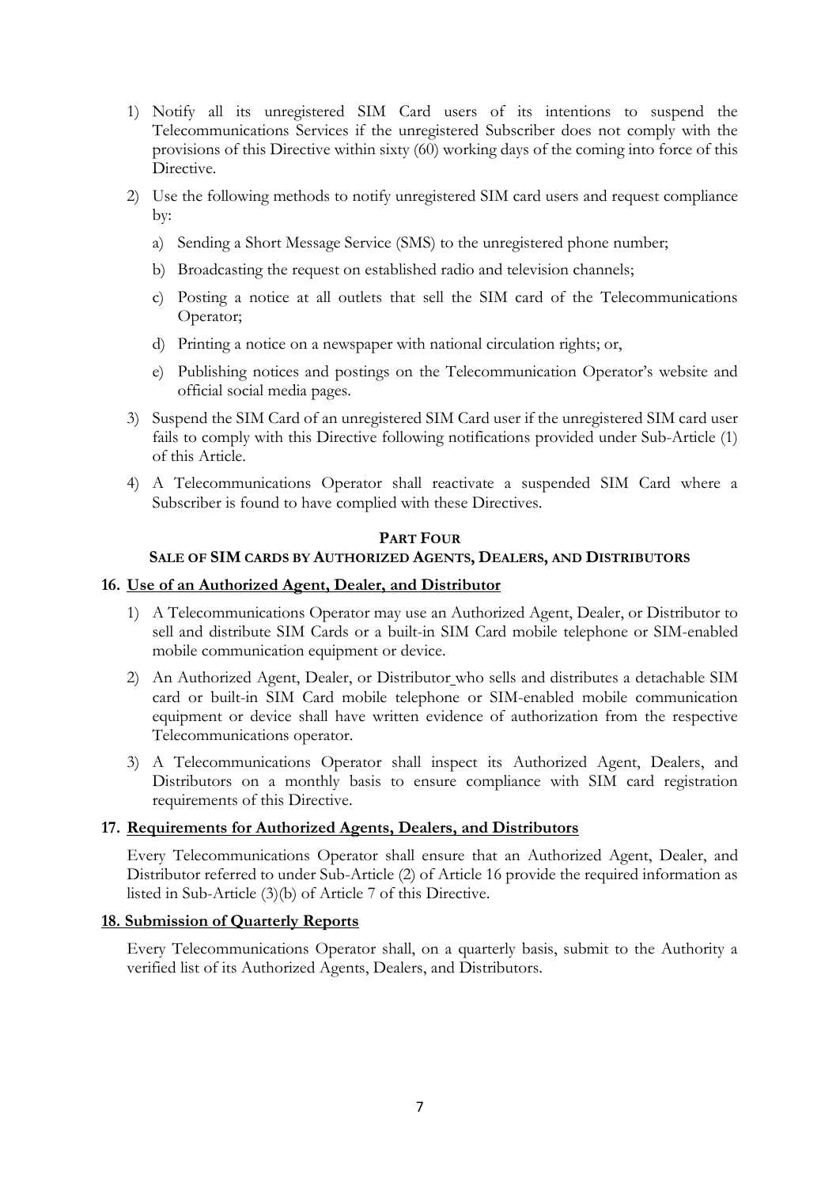1) Notify all its unregistered SIM Card users of its intentions to suspend the Telecommunications Services if the unregistered Subscriber does not comply with the provisions of this Directive within sixty (60) working days of the coming into force of this Directive.
2) Use the following methods to notify unregistered SIM card users and request compliance by:
   a) Sending a Short Message Service (SMS) to the unregistered phone number;
   b) Broadcasting the request on established radio and television channels;
   c) Posting a notice at all outlets that sell the SIM card of the Telecommunications Operator;
   d) Printing a notice on a newspaper with national circulation rights; or,
   e) Publishing notices and postings on the Telecommunication Operator's website and official social media pages.
3) Suspend the SIM Card of an unregistered SIM Card user if the unregistered SIM card user fails to comply with this Directive following notifications provided under Sub-Article (1) of this Article.
4) A Telecommunications Operator shall reactivate a suspended SIM Card where a Subscriber is found to have complied with these Directives.

## PART FOUR
## SALE OF SIM CARDS BY AUTHORIZED AGENTS, DEALERS, AND DISTRIBUTORS

### 16. Use of an Authorized Agent, Dealer, and Distributor

1) A Telecommunications Operator may use an Authorized Agent, Dealer, or Distributor to sell and distribute SIM Cards or a built-in SIM Card mobile telephone or SIM-enabled mobile communication equipment or device.
2) An Authorized Agent, Dealer, or Distributor who sells and distributes a detachable SIM card or built-in SIM Card mobile telephone or SIM-enabled mobile communication equipment or device shall have written evidence of authorization from the respective Telecommunications operator.
3) A Telecommunications Operator shall inspect its Authorized Agent, Dealers, and Distributors on a monthly basis to ensure compliance with SIM card registration requirements of this Directive.

### 17. Requirements for Authorized Agents, Dealers, and Distributors

Every Telecommunications Operator shall ensure that an Authorized Agent, Dealer, and Distributor referred to under Sub-Article (2) of Article 16 provide the required information as listed in Sub-Article (3)(b) of Article 7 of this Directive.

### 18. Submission of Quarterly Reports

Every Telecommunications Operator shall, on a quarterly basis, submit to the Authority a verified list of its Authorized Agents, Dealers, and Distributors.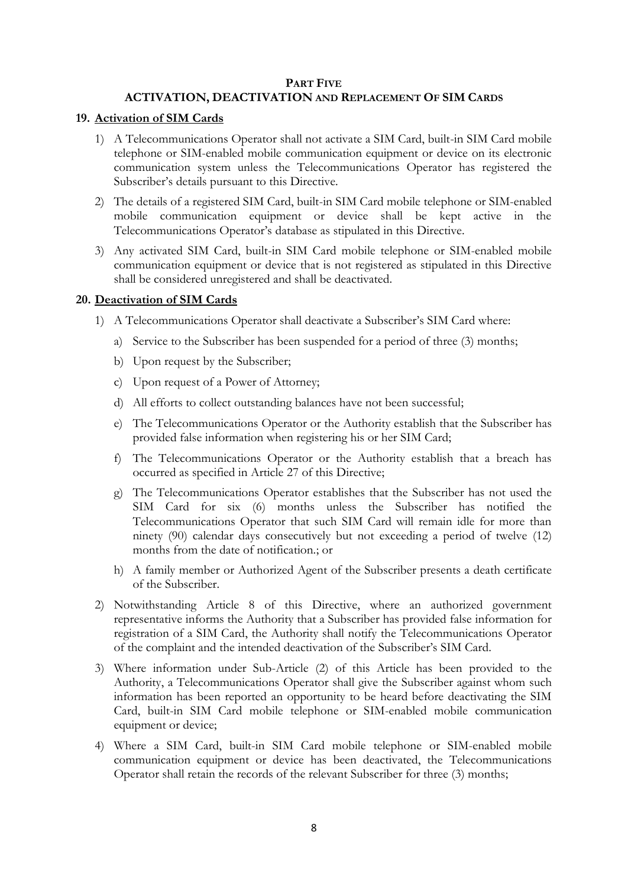# PART FIVE
## ACTIVATION, DEACTIVATION AND REPLACEMENT OF SIM CARDS

### 19. Activation of SIM Cards

1) A Telecommunications Operator shall not activate a SIM Card, built-in SIM Card mobile telephone or SIM-enabled mobile communication equipment or device on its electronic communication system unless the Telecommunications Operator has registered the Subscriber's details pursuant to this Directive.
2) The details of a registered SIM Card, built-in SIM Card mobile telephone or SIM-enabled mobile communication equipment or device shall be kept active in the Telecommunications Operator's database as stipulated in this Directive.
3) Any activated SIM Card, built-in SIM Card mobile telephone or SIM-enabled mobile communication equipment or device that is not registered as stipulated in this Directive shall be considered unregistered and shall be deactivated.

### 20. Deactivation of SIM Cards

1) A Telecommunications Operator shall deactivate a Subscriber's SIM Card where:
   a) Service to the Subscriber has been suspended for a period of three (3) months;
   b) Upon request by the Subscriber;
   c) Upon request of a Power of Attorney;
   d) All efforts to collect outstanding balances have not been successful;
   e) The Telecommunications Operator or the Authority establish that the Subscriber has provided false information when registering his or her SIM Card;
   f) The Telecommunications Operator or the Authority establish that a breach has occurred as specified in Article 27 of this Directive;
   g) The Telecommunications Operator establishes that the Subscriber has not used the SIM Card for six (6) months unless the Subscriber has notified the Telecommunications Operator that such SIM Card will remain idle for more than ninety (90) calendar days consecutively but not exceeding a period of twelve (12) months from the date of notification.; or
   h) A family member or Authorized Agent of the Subscriber presents a death certificate of the Subscriber.
2) Notwithstanding Article 8 of this Directive, where an authorized government representative informs the Authority that a Subscriber has provided false information for registration of a SIM Card, the Authority shall notify the Telecommunications Operator of the complaint and the intended deactivation of the Subscriber's SIM Card.
3) Where information under Sub-Article (2) of this Article has been provided to the Authority, a Telecommunications Operator shall give the Subscriber against whom such information has been reported an opportunity to be heard before deactivating the SIM Card, built-in SIM Card mobile telephone or SIM-enabled mobile communication equipment or device;
4) Where a SIM Card, built-in SIM Card mobile telephone or SIM-enabled mobile communication equipment or device has been deactivated, the Telecommunications Operator shall retain the records of the relevant Subscriber for three (3) months;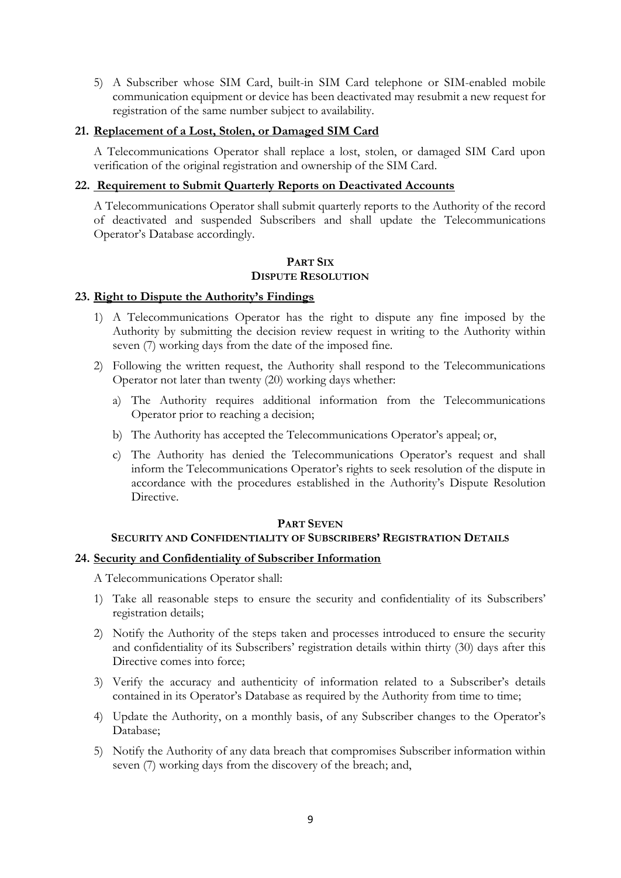5) A Subscriber whose SIM Card, built-in SIM Card telephone or SIM-enabled mobile communication equipment or device has been deactivated may resubmit a new request for registration of the same number subject to availability.

### 21. Replacement of a Lost, Stolen, or Damaged SIM Card

A Telecommunications Operator shall replace a lost, stolen, or damaged SIM Card upon verification of the original registration and ownership of the SIM Card.

### 22. Requirement to Submit Quarterly Reports on Deactivated Accounts

A Telecommunications Operator shall submit quarterly reports to the Authority of the record of deactivated and suspended Subscribers and shall update the Telecommunications Operator's Database accordingly.

## PART SIX
## DISPUTE RESOLUTION

### 23. Right to Dispute the Authority's Findings

1) A Telecommunications Operator has the right to dispute any fine imposed by the Authority by submitting the decision review request in writing to the Authority within seven (7) working days from the date of the imposed fine.

2) Following the written request, the Authority shall respond to the Telecommunications Operator not later than twenty (20) working days whether:

   a) The Authority requires additional information from the Telecommunications Operator prior to reaching a decision;

   b) The Authority has accepted the Telecommunications Operator's appeal; or,

   c) The Authority has denied the Telecommunications Operator's request and shall inform the Telecommunications Operator's rights to seek resolution of the dispute in accordance with the procedures established in the Authority's Dispute Resolution Directive.

## PART SEVEN
## SECURITY AND CONFIDENTIALITY OF SUBSCRIBERS' REGISTRATION DETAILS

### 24. Security and Confidentiality of Subscriber Information

A Telecommunications Operator shall:

1) Take all reasonable steps to ensure the security and confidentiality of its Subscribers' registration details;

2) Notify the Authority of the steps taken and processes introduced to ensure the security and confidentiality of its Subscribers' registration details within thirty (30) days after this Directive comes into force;

3) Verify the accuracy and authenticity of information related to a Subscriber's details contained in its Operator's Database as required by the Authority from time to time;

4) Update the Authority, on a monthly basis, of any Subscriber changes to the Operator's Database;

5) Notify the Authority of any data breach that compromises Subscriber information within seven (7) working days from the discovery of the breach; and,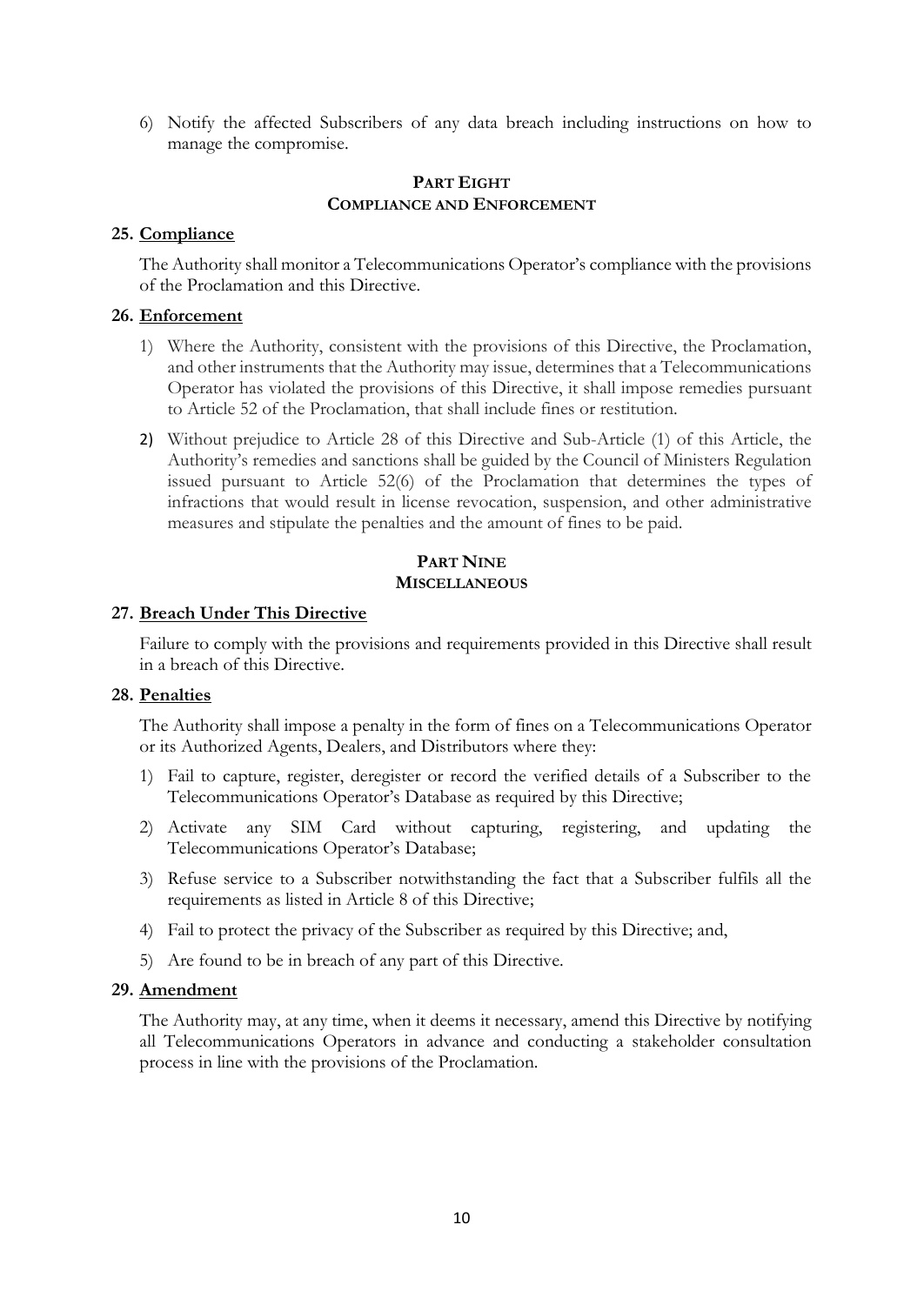6) Notify the affected Subscribers of any data breach including instructions on how to manage the compromise.

## PART EIGHT
## COMPLIANCE AND ENFORCEMENT

### 25. Compliance

The Authority shall monitor a Telecommunications Operator's compliance with the provisions of the Proclamation and this Directive.

### 26. Enforcement

1) Where the Authority, consistent with the provisions of this Directive, the Proclamation, and other instruments that the Authority may issue, determines that a Telecommunications Operator has violated the provisions of this Directive, it shall impose remedies pursuant to Article 52 of the Proclamation, that shall include fines or restitution.

2) Without prejudice to Article 28 of this Directive and Sub-Article (1) of this Article, the Authority's remedies and sanctions shall be guided by the Council of Ministers Regulation issued pursuant to Article 52(6) of the Proclamation that determines the types of infractions that would result in license revocation, suspension, and other administrative measures and stipulate the penalties and the amount of fines to be paid.

## PART NINE
## MISCELLANEOUS

### 27. Breach Under This Directive

Failure to comply with the provisions and requirements provided in this Directive shall result in a breach of this Directive.

### 28. Penalties

The Authority shall impose a penalty in the form of fines on a Telecommunications Operator or its Authorized Agents, Dealers, and Distributors where they:

1) Fail to capture, register, deregister or record the verified details of a Subscriber to the Telecommunications Operator's Database as required by this Directive;

2) Activate any SIM Card without capturing, registering, and updating the Telecommunications Operator's Database;

3) Refuse service to a Subscriber notwithstanding the fact that a Subscriber fulfils all the requirements as listed in Article 8 of this Directive;

4) Fail to protect the privacy of the Subscriber as required by this Directive; and,

5) Are found to be in breach of any part of this Directive.

### 29. Amendment

The Authority may, at any time, when it deems it necessary, amend this Directive by notifying all Telecommunications Operators in advance and conducting a stakeholder consultation process in line with the provisions of the Proclamation.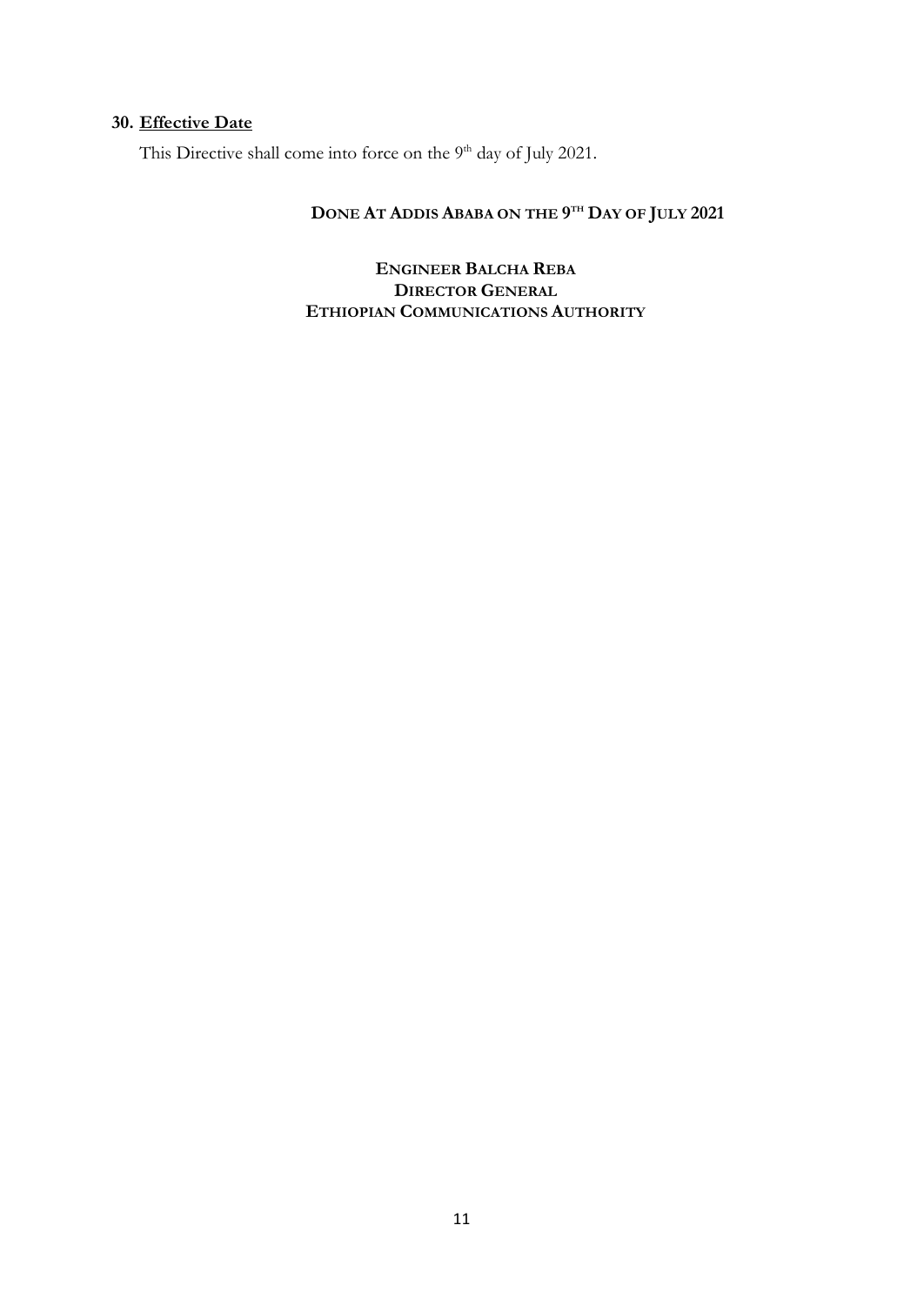### 30. Effective Date

This Directive shall come into force on the 9th day of July 2021.

**DONE AT ADDIS ABABA ON THE 9TH DAY OF JULY 2021**

**ENGINEER BALCHA REBA**
**DIRECTOR GENERAL**
**ETHIOPIAN COMMUNICATIONS AUTHORITY**